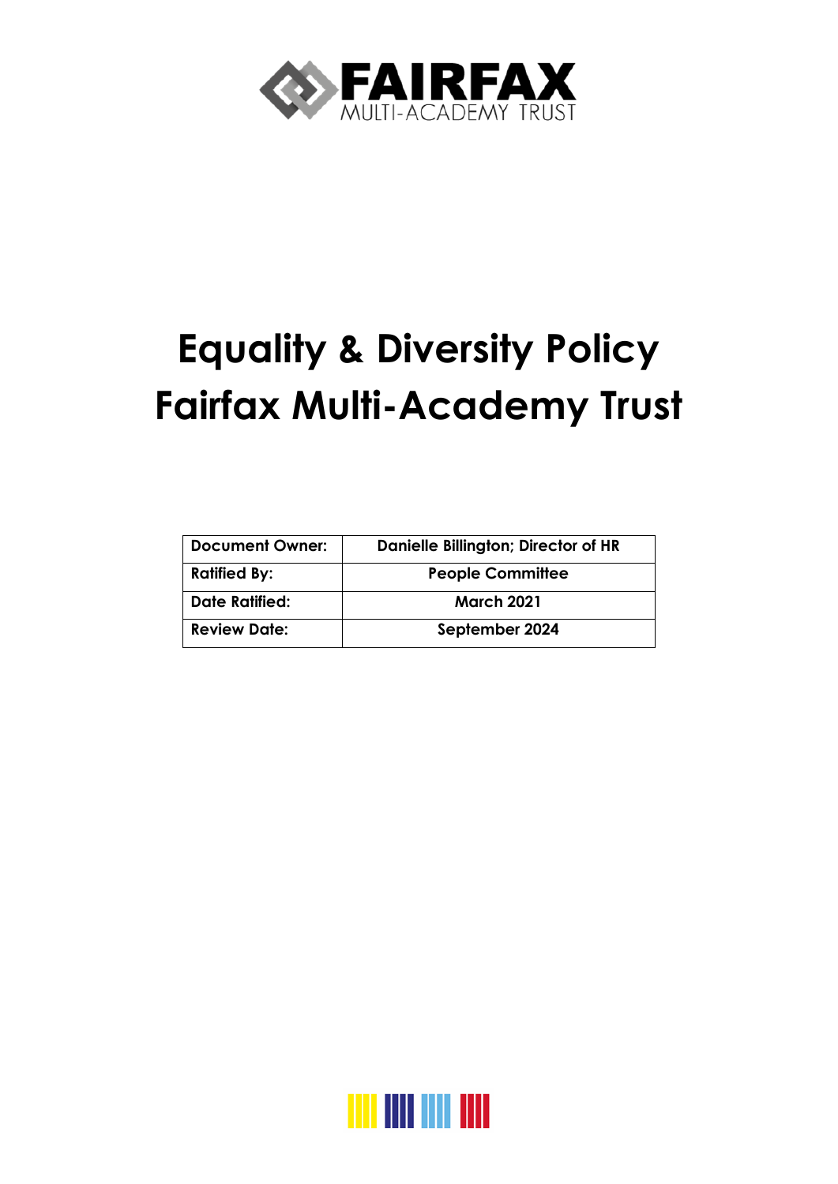FAIRFAX
MULTI-ACADEMY TRUST

# Equality & Diversity Policy
# Fairfax Multi-Academy Trust

| Document Owner: | Danielle Billington; Director of HR |
| --- | --- |
| Ratified By: | People Committee |
| Date Ratified: | March 2021 |
| Review Date: | September 2024 |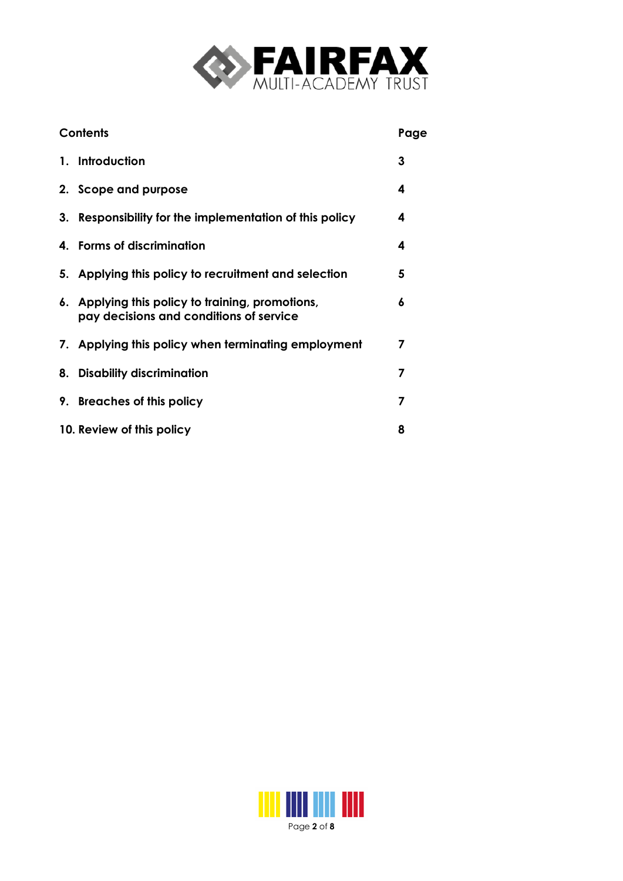| **Contents** | **Page** |
|---|---|
| **1. Introduction** | **3** |
| **2. Scope and purpose** | **4** |
| **3. Responsibility for the implementation of this policy** | **4** |
| **4. Forms of discrimination** | **4** |
| **5. Applying this policy to recruitment and selection** | **5** |
| **6. Applying this policy to training, promotions, pay decisions and conditions of service** | **6** |
| **7. Applying this policy when terminating employment** | **7** |
| **8. Disability discrimination** | **7** |
| **9. Breaches of this policy** | **7** |
| **10. Review of this policy** | **8** |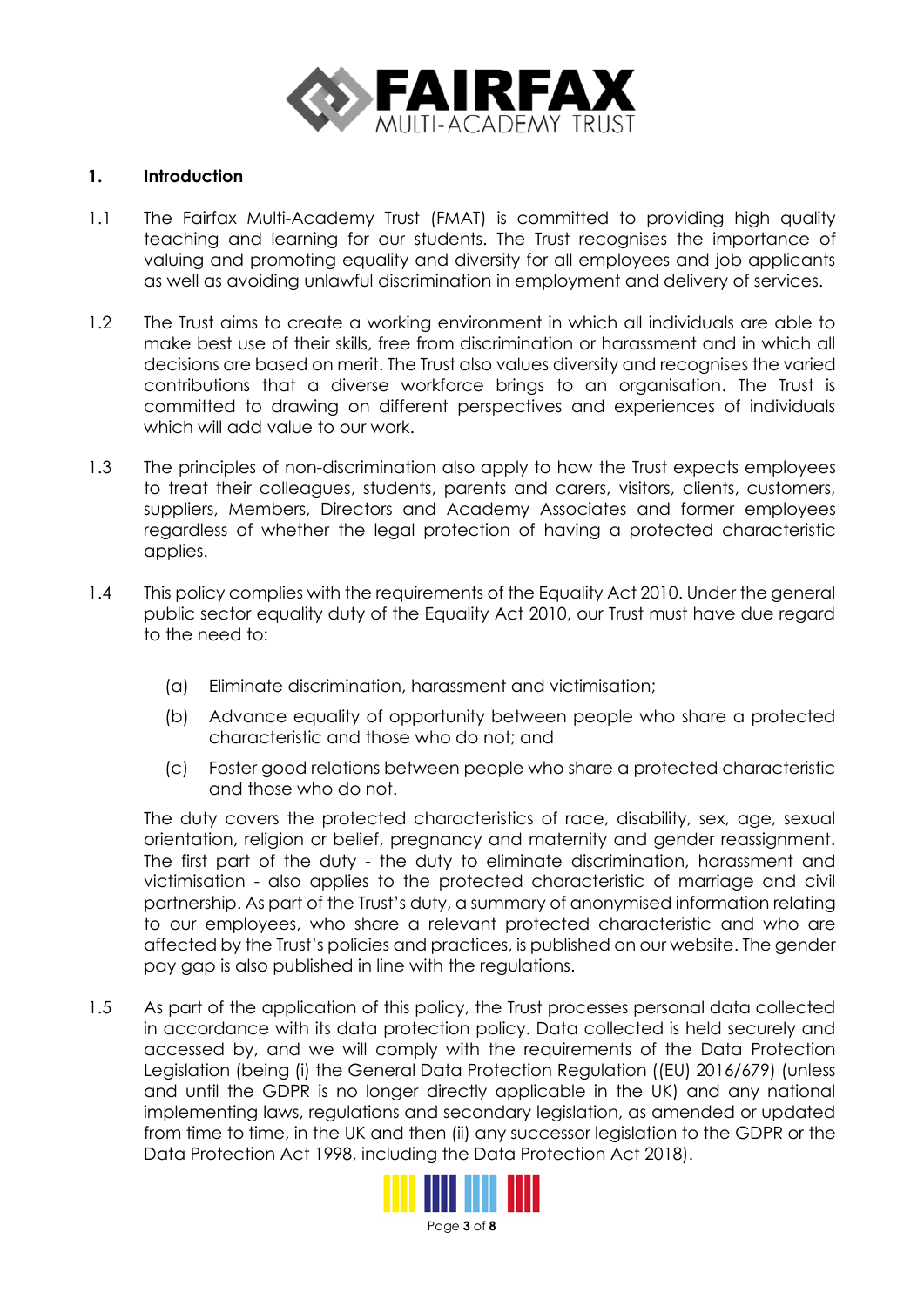## 1. Introduction

1.1 The Fairfax Multi-Academy Trust (FMAT) is committed to providing high quality teaching and learning for our students. The Trust recognises the importance of valuing and promoting equality and diversity for all employees and job applicants as well as avoiding unlawful discrimination in employment and delivery of services.

1.2 The Trust aims to create a working environment in which all individuals are able to make best use of their skills, free from discrimination or harassment and in which all decisions are based on merit. The Trust also values diversity and recognises the varied contributions that a diverse workforce brings to an organisation. The Trust is committed to drawing on different perspectives and experiences of individuals which will add value to our work.

1.3 The principles of non-discrimination also apply to how the Trust expects employees to treat their colleagues, students, parents and carers, visitors, clients, customers, suppliers, Members, Directors and Academy Associates and former employees regardless of whether the legal protection of having a protected characteristic applies.

1.4 This policy complies with the requirements of the Equality Act 2010. Under the general public sector equality duty of the Equality Act 2010, our Trust must have due regard to the need to:

(a) Eliminate discrimination, harassment and victimisation;

(b) Advance equality of opportunity between people who share a protected characteristic and those who do not; and

(c) Foster good relations between people who share a protected characteristic and those who do not.

The duty covers the protected characteristics of race, disability, sex, age, sexual orientation, religion or belief, pregnancy and maternity and gender reassignment. The first part of the duty - the duty to eliminate discrimination, harassment and victimisation - also applies to the protected characteristic of marriage and civil partnership. As part of the Trust's duty, a summary of anonymised information relating to our employees, who share a relevant protected characteristic and who are affected by the Trust's policies and practices, is published on our website. The gender pay gap is also published in line with the regulations.

1.5 As part of the application of this policy, the Trust processes personal data collected in accordance with its data protection policy. Data collected is held securely and accessed by, and we will comply with the requirements of the Data Protection Legislation (being (i) the General Data Protection Regulation ((EU) 2016/679) (unless and until the GDPR is no longer directly applicable in the UK) and any national implementing laws, regulations and secondary legislation, as amended or updated from time to time, in the UK and then (ii) any successor legislation to the GDPR or the Data Protection Act 1998, including the Data Protection Act 2018).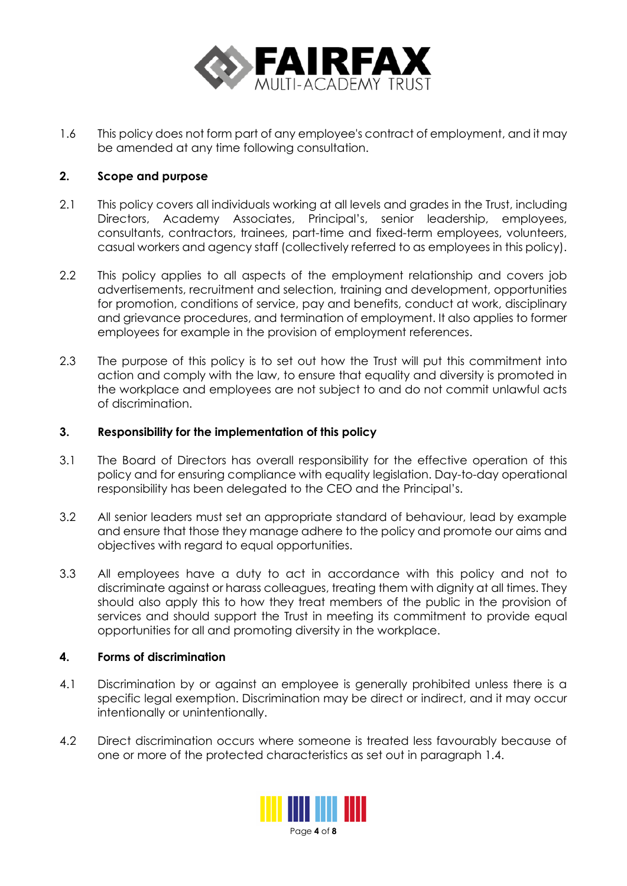1.6 This policy does not form part of any employee's contract of employment, and it may be amended at any time following consultation.

## 2. Scope and purpose

2.1 This policy covers all individuals working at all levels and grades in the Trust, including Directors, Academy Associates, Principal's, senior leadership, employees, consultants, contractors, trainees, part-time and fixed-term employees, volunteers, casual workers and agency staff (collectively referred to as employees in this policy).

2.2 This policy applies to all aspects of the employment relationship and covers job advertisements, recruitment and selection, training and development, opportunities for promotion, conditions of service, pay and benefits, conduct at work, disciplinary and grievance procedures, and termination of employment. It also applies to former employees for example in the provision of employment references.

2.3 The purpose of this policy is to set out how the Trust will put this commitment into action and comply with the law, to ensure that equality and diversity is promoted in the workplace and employees are not subject to and do not commit unlawful acts of discrimination.

## 3. Responsibility for the implementation of this policy

3.1 The Board of Directors has overall responsibility for the effective operation of this policy and for ensuring compliance with equality legislation. Day-to-day operational responsibility has been delegated to the CEO and the Principal's.

3.2 All senior leaders must set an appropriate standard of behaviour, lead by example and ensure that those they manage adhere to the policy and promote our aims and objectives with regard to equal opportunities.

3.3 All employees have a duty to act in accordance with this policy and not to discriminate against or harass colleagues, treating them with dignity at all times. They should also apply this to how they treat members of the public in the provision of services and should support the Trust in meeting its commitment to provide equal opportunities for all and promoting diversity in the workplace.

## 4. Forms of discrimination

4.1 Discrimination by or against an employee is generally prohibited unless there is a specific legal exemption. Discrimination may be direct or indirect, and it may occur intentionally or unintentionally.

4.2 Direct discrimination occurs where someone is treated less favourably because of one or more of the protected characteristics as set out in paragraph 1.4.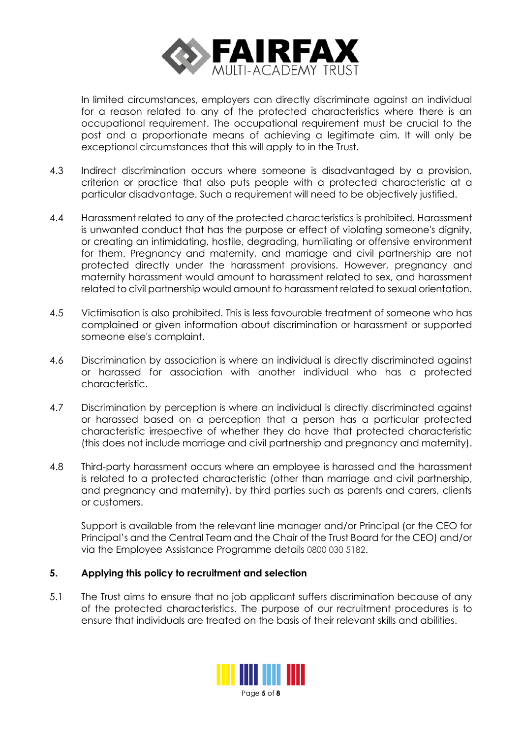In limited circumstances, employers can directly discriminate against an individual for a reason related to any of the protected characteristics where there is an occupational requirement. The occupational requirement must be crucial to the post and a proportionate means of achieving a legitimate aim. It will only be exceptional circumstances that this will apply to in the Trust.

4.3 Indirect discrimination occurs where someone is disadvantaged by a provision, criterion or practice that also puts people with a protected characteristic at a particular disadvantage. Such a requirement will need to be objectively justified.

4.4 Harassment related to any of the protected characteristics is prohibited. Harassment is unwanted conduct that has the purpose or effect of violating someone's dignity, or creating an intimidating, hostile, degrading, humiliating or offensive environment for them. Pregnancy and maternity, and marriage and civil partnership are not protected directly under the harassment provisions. However, pregnancy and maternity harassment would amount to harassment related to sex, and harassment related to civil partnership would amount to harassment related to sexual orientation.

4.5 Victimisation is also prohibited. This is less favourable treatment of someone who has complained or given information about discrimination or harassment or supported someone else's complaint.

4.6 Discrimination by association is where an individual is directly discriminated against or harassed for association with another individual who has a protected characteristic.

4.7 Discrimination by perception is where an individual is directly discriminated against or harassed based on a perception that a person has a particular protected characteristic irrespective of whether they do have that protected characteristic (this does not include marriage and civil partnership and pregnancy and maternity).

4.8 Third-party harassment occurs where an employee is harassed and the harassment is related to a protected characteristic (other than marriage and civil partnership, and pregnancy and maternity), by third parties such as parents and carers, clients or customers.

Support is available from the relevant line manager and/or Principal (or the CEO for Principal's and the Central Team and the Chair of the Trust Board for the CEO) and/or via the Employee Assistance Programme details 0800 030 5182.

## 5. Applying this policy to recruitment and selection

5.1 The Trust aims to ensure that no job applicant suffers discrimination because of any of the protected characteristics. The purpose of our recruitment procedures is to ensure that individuals are treated on the basis of their relevant skills and abilities.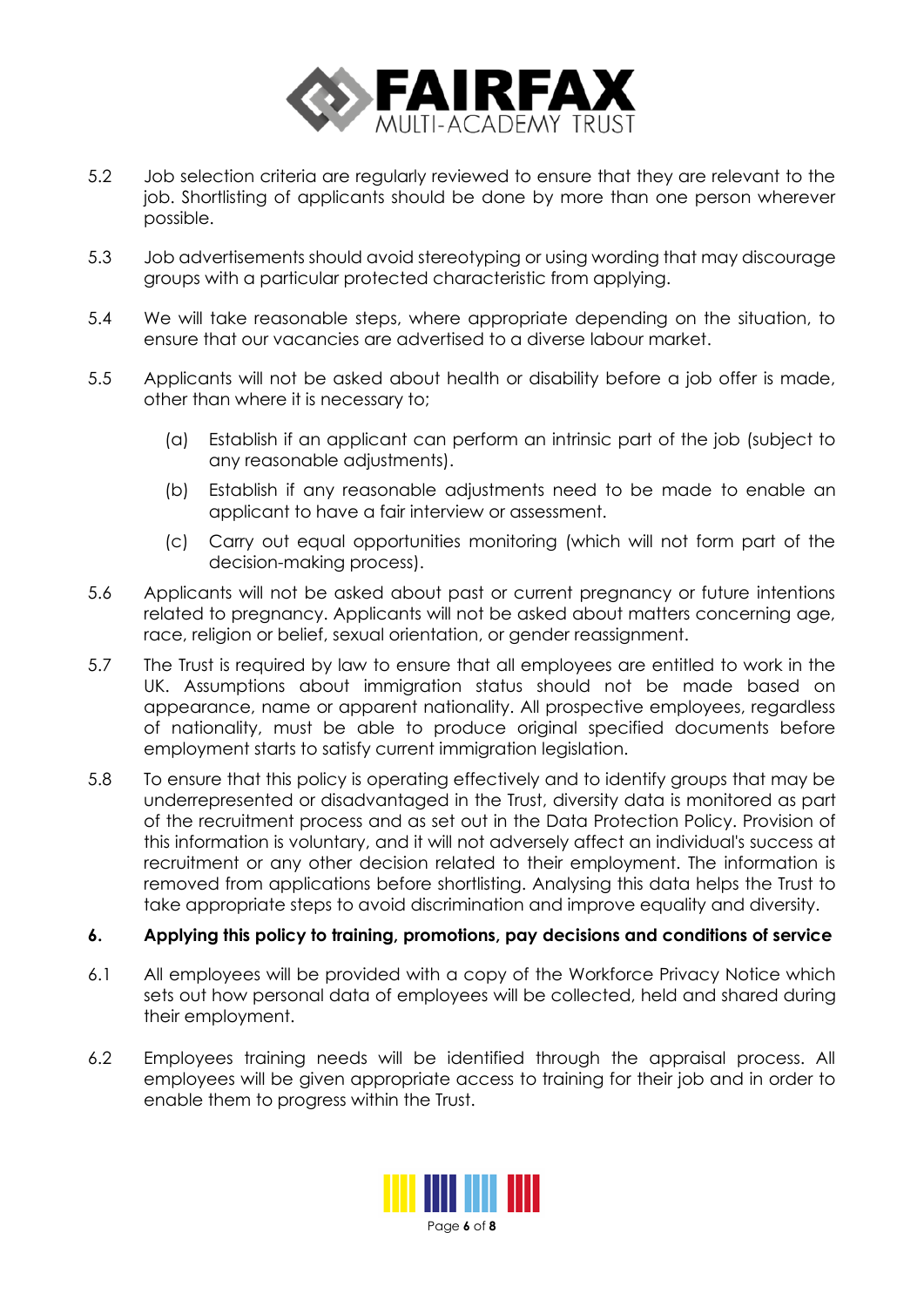5.2 Job selection criteria are regularly reviewed to ensure that they are relevant to the job. Shortlisting of applicants should be done by more than one person wherever possible.

5.3 Job advertisements should avoid stereotyping or using wording that may discourage groups with a particular protected characteristic from applying.

5.4 We will take reasonable steps, where appropriate depending on the situation, to ensure that our vacancies are advertised to a diverse labour market.

5.5 Applicants will not be asked about health or disability before a job offer is made, other than where it is necessary to;

   (a) Establish if an applicant can perform an intrinsic part of the job (subject to any reasonable adjustments).

   (b) Establish if any reasonable adjustments need to be made to enable an applicant to have a fair interview or assessment.

   (c) Carry out equal opportunities monitoring (which will not form part of the decision-making process).

5.6 Applicants will not be asked about past or current pregnancy or future intentions related to pregnancy. Applicants will not be asked about matters concerning age, race, religion or belief, sexual orientation, or gender reassignment.

5.7 The Trust is required by law to ensure that all employees are entitled to work in the UK. Assumptions about immigration status should not be made based on appearance, name or apparent nationality. All prospective employees, regardless of nationality, must be able to produce original specified documents before employment starts to satisfy current immigration legislation.

5.8 To ensure that this policy is operating effectively and to identify groups that may be underrepresented or disadvantaged in the Trust, diversity data is monitored as part of the recruitment process and as set out in the Data Protection Policy. Provision of this information is voluntary, and it will not adversely affect an individual's success at recruitment or any other decision related to their employment. The information is removed from applications before shortlisting. Analysing this data helps the Trust to take appropriate steps to avoid discrimination and improve equality and diversity.

## 6. Applying this policy to training, promotions, pay decisions and conditions of service

6.1 All employees will be provided with a copy of the Workforce Privacy Notice which sets out how personal data of employees will be collected, held and shared during their employment.

6.2 Employees training needs will be identified through the appraisal process. All employees will be given appropriate access to training for their job and in order to enable them to progress within the Trust.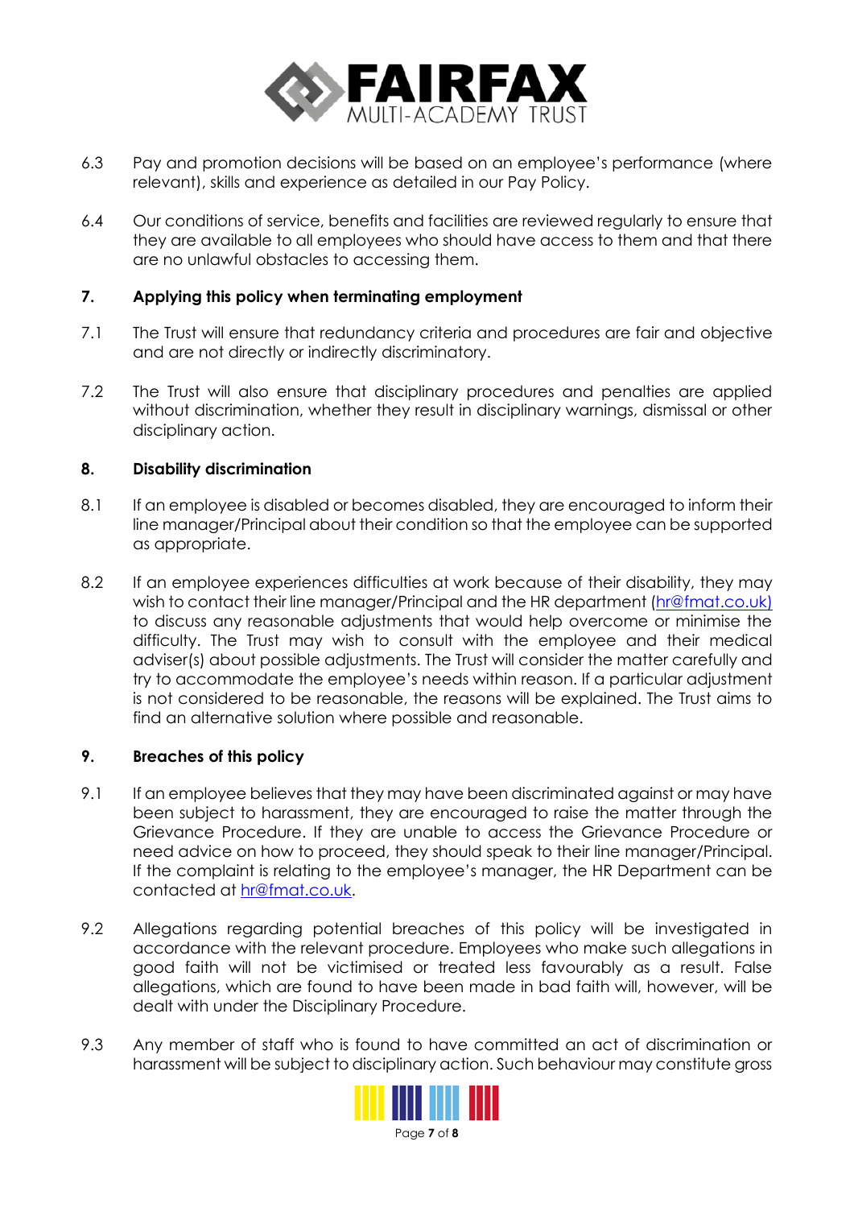6.3 Pay and promotion decisions will be based on an employee's performance (where relevant), skills and experience as detailed in our Pay Policy.

6.4 Our conditions of service, benefits and facilities are reviewed regularly to ensure that they are available to all employees who should have access to them and that there are no unlawful obstacles to accessing them.

## 7. Applying this policy when terminating employment

7.1 The Trust will ensure that redundancy criteria and procedures are fair and objective and are not directly or indirectly discriminatory.

7.2 The Trust will also ensure that disciplinary procedures and penalties are applied without discrimination, whether they result in disciplinary warnings, dismissal or other disciplinary action.

## 8. Disability discrimination

8.1 If an employee is disabled or becomes disabled, they are encouraged to inform their line manager/Principal about their condition so that the employee can be supported as appropriate.

8.2 If an employee experiences difficulties at work because of their disability, they may wish to contact their line manager/Principal and the HR department (hr@fmat.co.uk) to discuss any reasonable adjustments that would help overcome or minimise the difficulty. The Trust may wish to consult with the employee and their medical adviser(s) about possible adjustments. The Trust will consider the matter carefully and try to accommodate the employee's needs within reason. If a particular adjustment is not considered to be reasonable, the reasons will be explained. The Trust aims to find an alternative solution where possible and reasonable.

## 9. Breaches of this policy

9.1 If an employee believes that they may have been discriminated against or may have been subject to harassment, they are encouraged to raise the matter through the Grievance Procedure. If they are unable to access the Grievance Procedure or need advice on how to proceed, they should speak to their line manager/Principal. If the complaint is relating to the employee's manager, the HR Department can be contacted at hr@fmat.co.uk.

9.2 Allegations regarding potential breaches of this policy will be investigated in accordance with the relevant procedure. Employees who make such allegations in good faith will not be victimised or treated less favourably as a result. False allegations, which are found to have been made in bad faith will, however, will be dealt with under the Disciplinary Procedure.

9.3 Any member of staff who is found to have committed an act of discrimination or harassment will be subject to disciplinary action. Such behaviour may constitute gross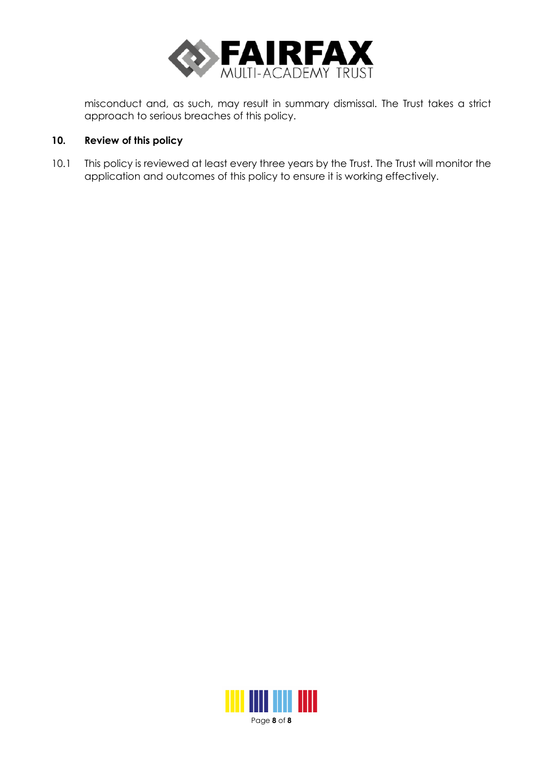misconduct and, as such, may result in summary dismissal. The Trust takes a strict approach to serious breaches of this policy.

## 10. Review of this policy

10.1 This policy is reviewed at least every three years by the Trust. The Trust will monitor the application and outcomes of this policy to ensure it is working effectively.